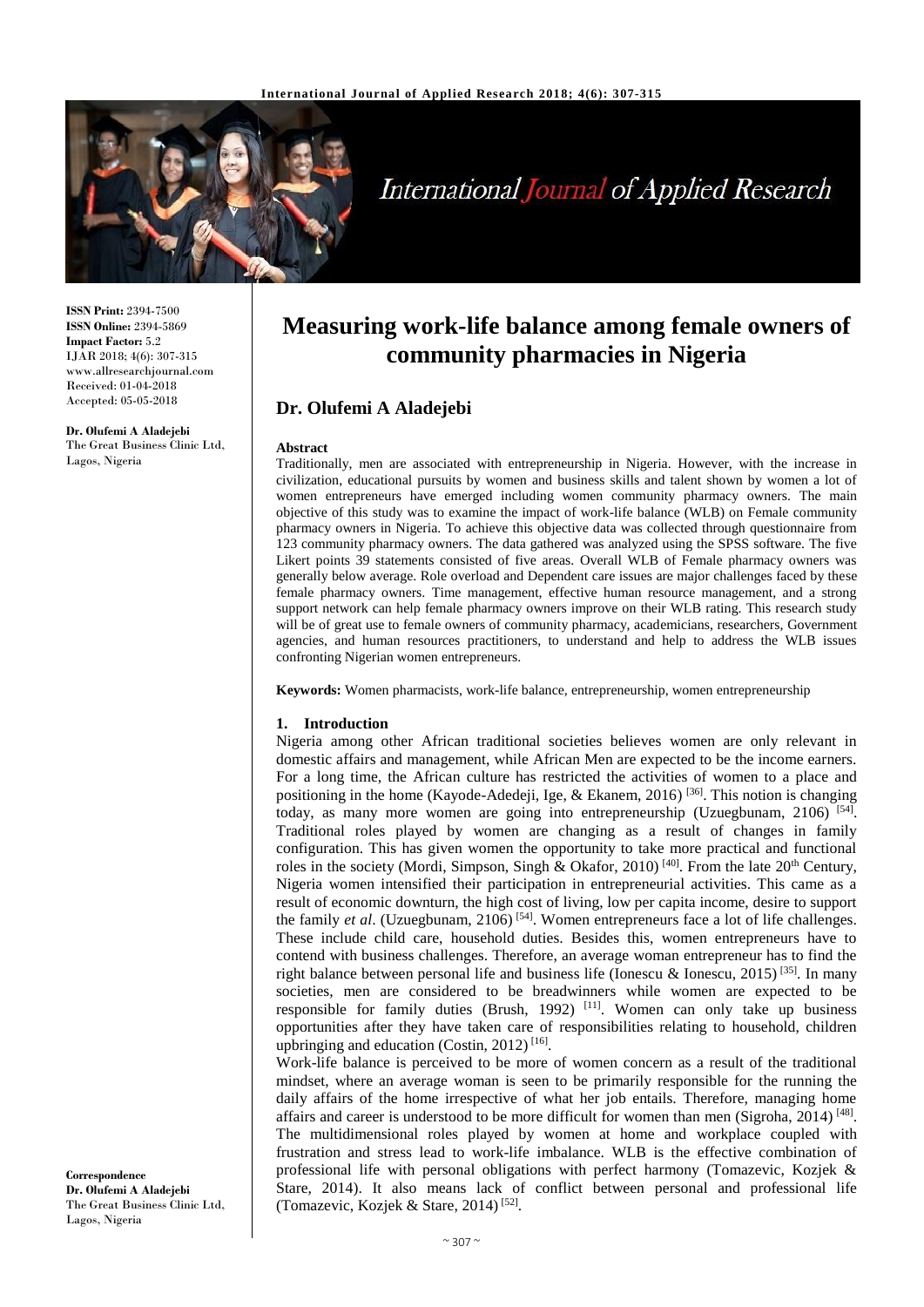**ISSN Print:** 2394-7500
**ISSN Online:** 2394-5869
**Impact Factor:** 5.2
IJAR 2018; 4(6): 307-315
www.allresearchjournal.com
Received: 01-04-2018
Accepted: 05-05-2018

**Dr. Olufemi A Aladejebi**
The Great Business Clinic Ltd, Lagos, Nigeria

**Correspondence**
**Dr. Olufemi A Aladejebi**
The Great Business Clinic Ltd, Lagos, Nigeria

# Measuring work-life balance among female owners of community pharmacies in Nigeria

## Dr. Olufemi A Aladejebi

**Abstract**

Traditionally, men are associated with entrepreneurship in Nigeria. However, with the increase in civilization, educational pursuits by women and business skills and talent shown by women a lot of women entrepreneurs have emerged including women community pharmacy owners. The main objective of this study was to examine the impact of work-life balance (WLB) on Female community pharmacy owners in Nigeria. To achieve this objective data was collected through questionnaire from 123 community pharmacy owners. The data gathered was analyzed using the SPSS software. The five Likert points 39 statements consisted of five areas. Overall WLB of Female pharmacy owners was generally below average. Role overload and Dependent care issues are major challenges faced by these female pharmacy owners. Time management, effective human resource management, and a strong support network can help female pharmacy owners improve on their WLB rating. This research study will be of great use to female owners of community pharmacy, academicians, researchers, Government agencies, and human resources practitioners, to understand and help to address the WLB issues confronting Nigerian women entrepreneurs.

**Keywords:** Women pharmacists, work-life balance, entrepreneurship, women entrepreneurship

### 1. Introduction

Nigeria among other African traditional societies believes women are only relevant in domestic affairs and management, while African Men are expected to be the income earners. For a long time, the African culture has restricted the activities of women to a place and positioning in the home (Kayode-Adedeji, Ige, & Ekanem, 2016) [36]. This notion is changing today, as many more women are going into entrepreneurship (Uzuegbunam, 2106) [54]. Traditional roles played by women are changing as a result of changes in family configuration. This has given women the opportunity to take more practical and functional roles in the society (Mordi, Simpson, Singh & Okafor, 2010) [40]. From the late 20th Century, Nigeria women intensified their participation in entrepreneurial activities. This came as a result of economic downturn, the high cost of living, low per capita income, desire to support the family *et al*. (Uzuegbunam, 2106) [54]. Women entrepreneurs face a lot of life challenges. These include child care, household duties. Besides this, women entrepreneurs have to contend with business challenges. Therefore, an average woman entrepreneur has to find the right balance between personal life and business life (Ionescu & Ionescu, 2015) [35]. In many societies, men are considered to be breadwinners while women are expected to be responsible for family duties (Brush, 1992) [11]. Women can only take up business opportunities after they have taken care of responsibilities relating to household, children upbringing and education (Costin, 2012) [16].

Work-life balance is perceived to be more of women concern as a result of the traditional mindset, where an average woman is seen to be primarily responsible for the running the daily affairs of the home irrespective of what her job entails. Therefore, managing home affairs and career is understood to be more difficult for women than men (Sigroha, 2014) [48]. The multidimensional roles played by women at home and workplace coupled with frustration and stress lead to work-life imbalance. WLB is the effective combination of professional life with personal obligations with perfect harmony (Tomazevic, Kozjek & Stare, 2014). It also means lack of conflict between personal and professional life (Tomazevic, Kozjek & Stare, 2014) [52].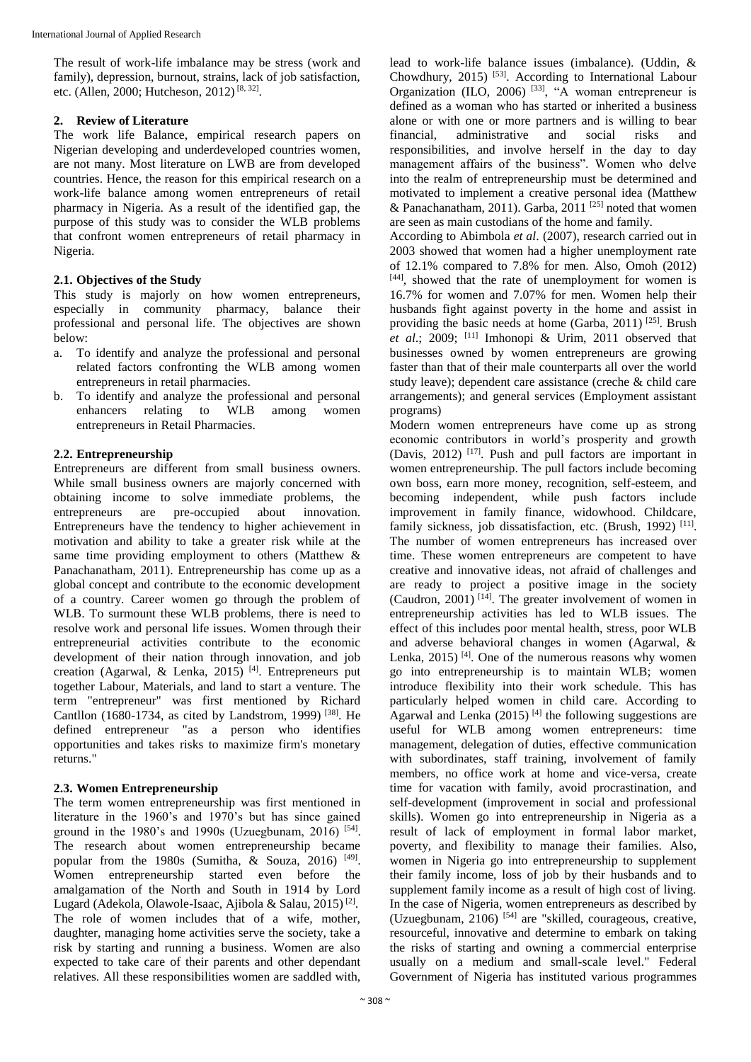The result of work-life imbalance may be stress (work and family), depression, burnout, strains, lack of job satisfaction, etc. (Allen, 2000; Hutcheson, 2012) [8, 32].

## 2. Review of Literature

The work life Balance, empirical research papers on Nigerian developing and underdeveloped countries women, are not many. Most literature on LWB are from developed countries. Hence, the reason for this empirical research on a work-life balance among women entrepreneurs of retail pharmacy in Nigeria. As a result of the identified gap, the purpose of this study was to consider the WLB problems that confront women entrepreneurs of retail pharmacy in Nigeria.

### 2.1. Objectives of the Study

This study is majorly on how women entrepreneurs, especially in community pharmacy, balance their professional and personal life. The objectives are shown below:

a. To identify and analyze the professional and personal related factors confronting the WLB among women entrepreneurs in retail pharmacies.
b. To identify and analyze the professional and personal enhancers relating to WLB among women entrepreneurs in Retail Pharmacies.

### 2.2. Entrepreneurship

Entrepreneurs are different from small business owners. While small business owners are majorly concerned with obtaining income to solve immediate problems, the entrepreneurs are pre-occupied about innovation. Entrepreneurs have the tendency to higher achievement in motivation and ability to take a greater risk while at the same time providing employment to others (Matthew & Panachanatham, 2011). Entrepreneurship has come up as a global concept and contribute to the economic development of a country. Career women go through the problem of WLB. To surmount these WLB problems, there is need to resolve work and personal life issues. Women through their entrepreneurial activities contribute to the economic development of their nation through innovation, and job creation (Agarwal, & Lenka, 2015) [4]. Entrepreneurs put together Labour, Materials, and land to start a venture. The term "entrepreneur" was first mentioned by Richard Cantllon (1680-1734, as cited by Landstrom, 1999) [38]. He defined entrepreneur "as a person who identifies opportunities and takes risks to maximize firm's monetary returns."

### 2.3. Women Entrepreneurship

The term women entrepreneurship was first mentioned in literature in the 1960's and 1970's but has since gained ground in the 1980's and 1990s (Uzuegbunam, 2016) [54]. The research about women entrepreneurship became popular from the 1980s (Sumitha, & Souza, 2016) [49]. Women entrepreneurship started even before the amalgamation of the North and South in 1914 by Lord Lugard (Adekola, Olawole-Isaac, Ajibola & Salau, 2015) [2]. The role of women includes that of a wife, mother, daughter, managing home activities serve the society, take a risk by starting and running a business. Women are also expected to take care of their parents and other dependant relatives. All these responsibilities women are saddled with, lead to work-life balance issues (imbalance). (Uddin, & Chowdhury, 2015) [53]. According to International Labour Organization (ILO, 2006) [33], "A woman entrepreneur is defined as a woman who has started or inherited a business alone or with one or more partners and is willing to bear financial, administrative and social risks and responsibilities, and involve herself in the day to day management affairs of the business". Women who delve into the realm of entrepreneurship must be determined and motivated to implement a creative personal idea (Matthew & Panachanatham, 2011). Garba, 2011 [25] noted that women are seen as main custodians of the home and family.

According to Abimbola *et al*. (2007), research carried out in 2003 showed that women had a higher unemployment rate of 12.1% compared to 7.8% for men. Also, Omoh (2012) [44], showed that the rate of unemployment for women is 16.7% for women and 7.07% for men. Women help their husbands fight against poverty in the home and assist in providing the basic needs at home (Garba, 2011) [25]. Brush *et al*.; 2009; [11] Imhonopi & Urim, 2011 observed that businesses owned by women entrepreneurs are growing faster than that of their male counterparts all over the world study leave); dependent care assistance (creche & child care arrangements); and general services (Employment assistant programs)

Modern women entrepreneurs have come up as strong economic contributors in world's prosperity and growth (Davis, 2012) [17]. Push and pull factors are important in women entrepreneurship. The pull factors include becoming own boss, earn more money, recognition, self-esteem, and becoming independent, while push factors include improvement in family finance, widowhood. Childcare, family sickness, job dissatisfaction, etc. (Brush, 1992) [11]. The number of women entrepreneurs has increased over time. These women entrepreneurs are competent to have creative and innovative ideas, not afraid of challenges and are ready to project a positive image in the society (Caudron, 2001) [14]. The greater involvement of women in entrepreneurship activities has led to WLB issues. The effect of this includes poor mental health, stress, poor WLB and adverse behavioral changes in women (Agarwal, & Lenka, 2015) [4]. One of the numerous reasons why women go into entrepreneurship is to maintain WLB; women introduce flexibility into their work schedule. This has particularly helped women in child care. According to Agarwal and Lenka (2015) [4] the following suggestions are useful for WLB among women entrepreneurs: time management, delegation of duties, effective communication with subordinates, staff training, involvement of family members, no office work at home and vice-versa, create time for vacation with family, avoid procrastination, and self-development (improvement in social and professional skills). Women go into entrepreneurship in Nigeria as a result of lack of employment in formal labor market, poverty, and flexibility to manage their families. Also, women in Nigeria go into entrepreneurship to supplement their family income, loss of job by their husbands and to supplement family income as a result of high cost of living. In the case of Nigeria, women entrepreneurs as described by (Uzuegbunam, 2106) [54] are "skilled, courageous, creative, resourceful, innovative and determine to embark on taking the risks of starting and owning a commercial enterprise usually on a medium and small-scale level." Federal Government of Nigeria has instituted various programmes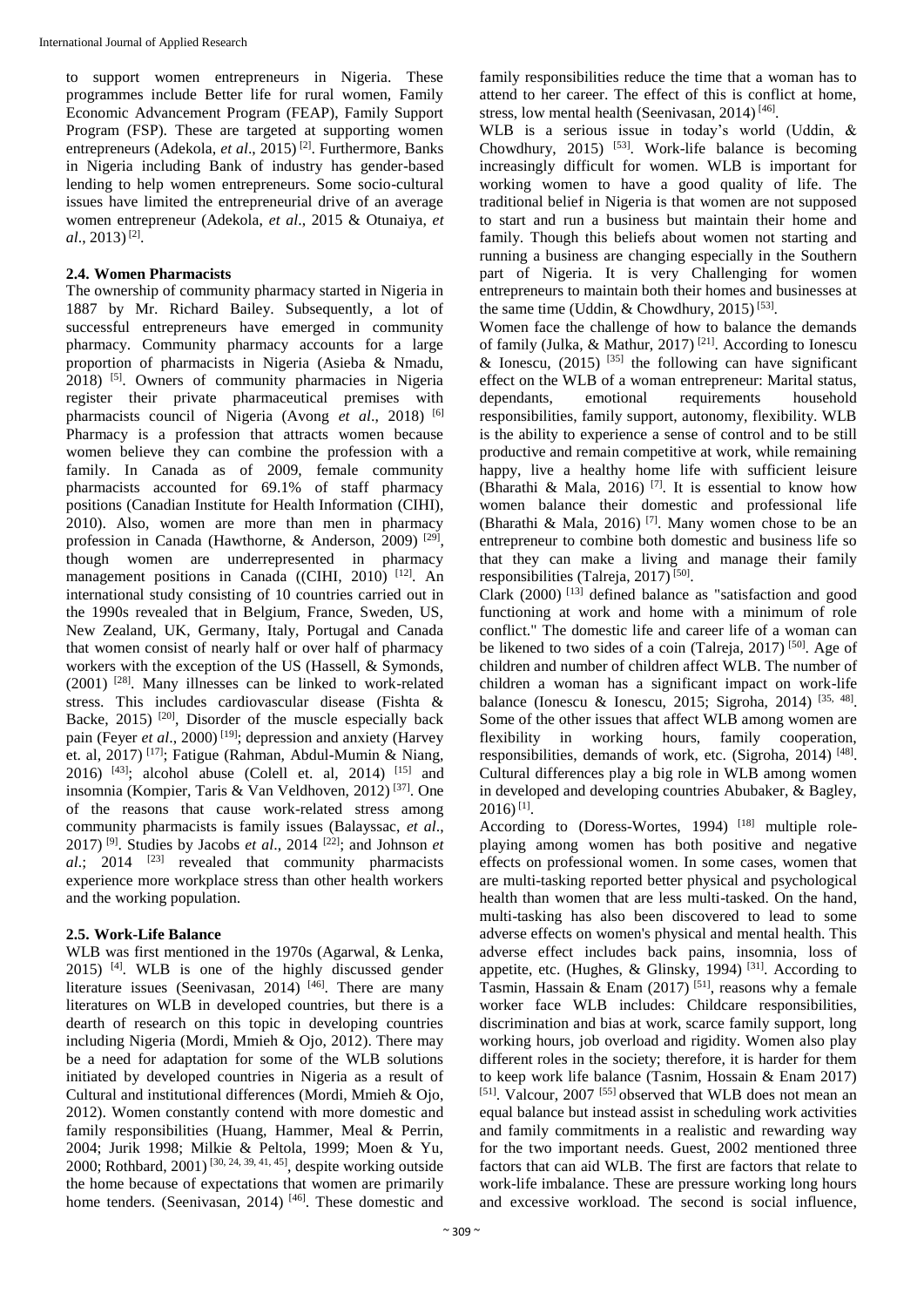to support women entrepreneurs in Nigeria. These programmes include Better life for rural women, Family Economic Advancement Program (FEAP), Family Support Program (FSP). These are targeted at supporting women entrepreneurs (Adekola, *et al*., 2015) [2]. Furthermore, Banks in Nigeria including Bank of industry has gender-based lending to help women entrepreneurs. Some socio-cultural issues have limited the entrepreneurial drive of an average women entrepreneur (Adekola, *et al*., 2015 & Otunaiya, *et al*., 2013) [2].

### 2.4. Women Pharmacists

The ownership of community pharmacy started in Nigeria in 1887 by Mr. Richard Bailey. Subsequently, a lot of successful entrepreneurs have emerged in community pharmacy. Community pharmacy accounts for a large proportion of pharmacists in Nigeria (Asieba & Nmadu, 2018) [5]. Owners of community pharmacies in Nigeria register their private pharmaceutical premises with pharmacists council of Nigeria (Avong *et al*., 2018) [6] Pharmacy is a profession that attracts women because women believe they can combine the profession with a family. In Canada as of 2009, female community pharmacists accounted for 69.1% of staff pharmacy positions (Canadian Institute for Health Information (CIHI), 2010). Also, women are more than men in pharmacy profession in Canada (Hawthorne, & Anderson, 2009) [29], though women are underrepresented in pharmacy management positions in Canada ((CIHI, 2010) [12]. An international study consisting of 10 countries carried out in the 1990s revealed that in Belgium, France, Sweden, US, New Zealand, UK, Germany, Italy, Portugal and Canada that women consist of nearly half or over half of pharmacy workers with the exception of the US (Hassell, & Symonds, (2001) [28]. Many illnesses can be linked to work-related stress. This includes cardiovascular disease (Fishta & Backe, 2015) [20], Disorder of the muscle especially back pain (Feyer *et al*., 2000) [19]; depression and anxiety (Harvey et. al, 2017) [17]; Fatigue (Rahman, Abdul-Mumin & Niang, 2016) [43]; alcohol abuse (Colell et. al, 2014) [15] and insomnia (Kompier, Taris & Van Veldhoven, 2012) [37]. One of the reasons that cause work-related stress among community pharmacists is family issues (Balayssac, *et al*., 2017) [9]. Studies by Jacobs *et al*., 2014 [22]; and Johnson *et al*.; 2014 [23] revealed that community pharmacists experience more workplace stress than other health workers and the working population.

### 2.5. Work-Life Balance

WLB was first mentioned in the 1970s (Agarwal, & Lenka, 2015) [4]. WLB is one of the highly discussed gender literature issues (Seenivasan, 2014) [46]. There are many literatures on WLB in developed countries, but there is a dearth of research on this topic in developing countries including Nigeria (Mordi, Mmieh & Ojo, 2012). There may be a need for adaptation for some of the WLB solutions initiated by developed countries in Nigeria as a result of Cultural and institutional differences (Mordi, Mmieh & Ojo, 2012). Women constantly contend with more domestic and family responsibilities (Huang, Hammer, Meal & Perrin, 2004; Jurik 1998; Milkie & Peltola, 1999; Moen & Yu, 2000; Rothbard, 2001) [30, 24, 39, 41, 45], despite working outside the home because of expectations that women are primarily home tenders. (Seenivasan, 2014) [46]. These domestic and family responsibilities reduce the time that a woman has to attend to her career. The effect of this is conflict at home, stress, low mental health (Seenivasan, 2014) [46].

WLB is a serious issue in today's world (Uddin, & Chowdhury, 2015) [53]. Work-life balance is becoming increasingly difficult for women. WLB is important for working women to have a good quality of life. The traditional belief in Nigeria is that women are not supposed to start and run a business but maintain their home and family. Though this beliefs about women not starting and running a business are changing especially in the Southern part of Nigeria. It is very Challenging for women entrepreneurs to maintain both their homes and businesses at the same time (Uddin, & Chowdhury, 2015) [53].

Women face the challenge of how to balance the demands of family (Julka, & Mathur, 2017) [21]. According to Ionescu & Ionescu, (2015) [35] the following can have significant effect on the WLB of a woman entrepreneur: Marital status, dependants, emotional requirements household responsibilities, family support, autonomy, flexibility. WLB is the ability to experience a sense of control and to be still productive and remain competitive at work, while remaining happy, live a healthy home life with sufficient leisure (Bharathi & Mala, 2016) [7]. It is essential to know how women balance their domestic and professional life (Bharathi & Mala, 2016) [7]. Many women chose to be an entrepreneur to combine both domestic and business life so that they can make a living and manage their family responsibilities (Talreja, 2017) [50].

Clark (2000) [13] defined balance as "satisfaction and good functioning at work and home with a minimum of role conflict." The domestic life and career life of a woman can be likened to two sides of a coin (Talreja, 2017) [50]. Age of children and number of children affect WLB. The number of children a woman has a significant impact on work-life balance (Ionescu & Ionescu, 2015; Sigroha, 2014) [35, 48]. Some of the other issues that affect WLB among women are flexibility in working hours, family cooperation, responsibilities, demands of work, etc. (Sigroha, 2014) [48]. Cultural differences play a big role in WLB among women in developed and developing countries Abubaker, & Bagley, 2016) [1].

According to (Doress-Wortes, 1994) [18] multiple role-playing among women has both positive and negative effects on professional women. In some cases, women that are multi-tasking reported better physical and psychological health than women that are less multi-tasked. On the hand, multi-tasking has also been discovered to lead to some adverse effects on women's physical and mental health. This adverse effect includes back pains, insomnia, loss of appetite, etc. (Hughes, & Glinsky, 1994) [31]. According to Tasmin, Hassain & Enam (2017) [51], reasons why a female worker face WLB includes: Childcare responsibilities, discrimination and bias at work, scarce family support, long working hours, job overload and rigidity. Women also play different roles in the society; therefore, it is harder for them to keep work life balance (Tasnim, Hossain & Enam 2017) [51]. Valcour, 2007 [55] observed that WLB does not mean an equal balance but instead assist in scheduling work activities and family commitments in a realistic and rewarding way for the two important needs. Guest, 2002 mentioned three factors that can aid WLB. The first are factors that relate to work-life imbalance. These are pressure working long hours and excessive workload. The second is social influence,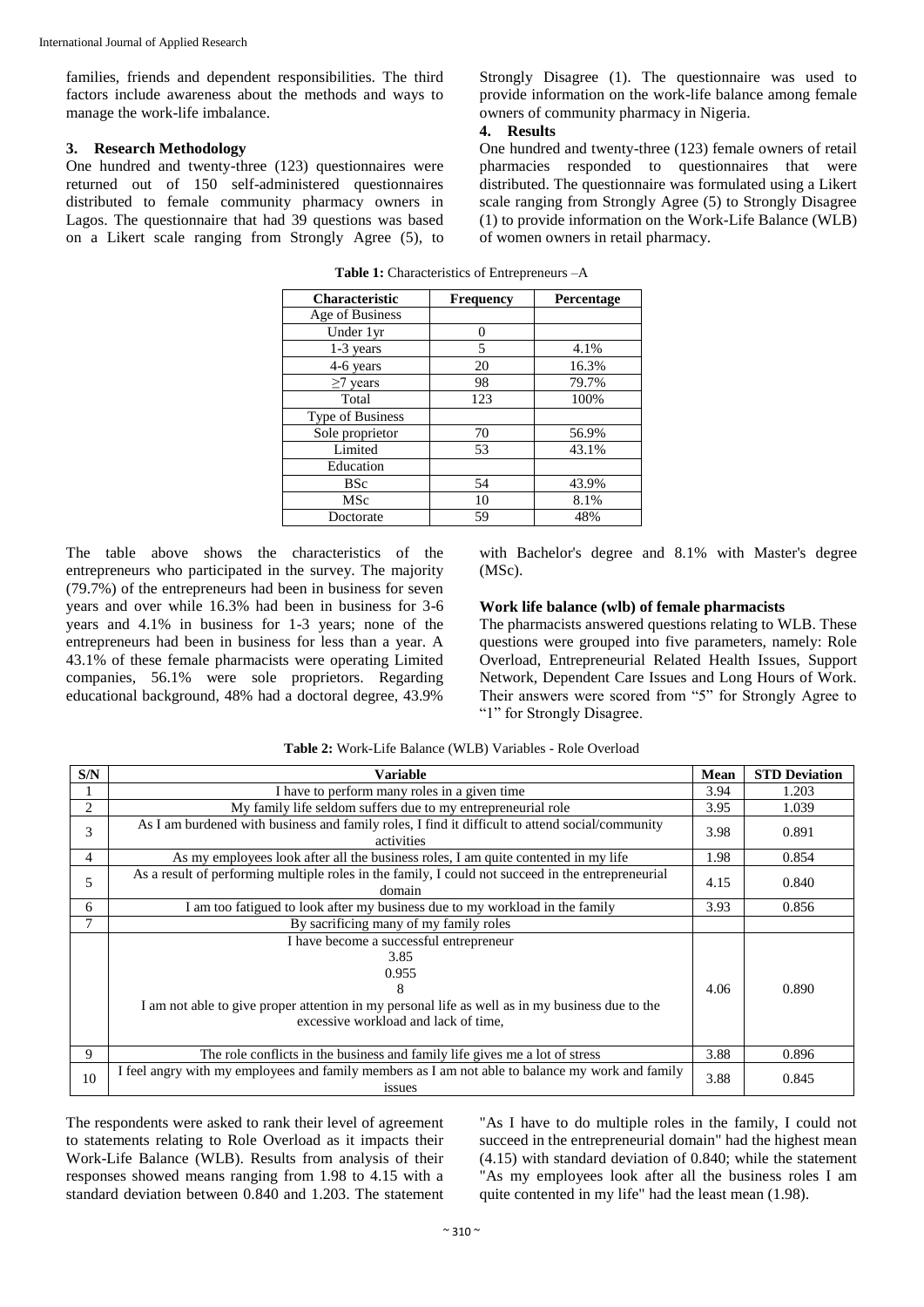families, friends and dependent responsibilities. The third factors include awareness about the methods and ways to manage the work-life imbalance.

## 3. Research Methodology

One hundred and twenty-three (123) questionnaires were returned out of 150 self-administered questionnaires distributed to female community pharmacy owners in Lagos. The questionnaire that had 39 questions was based on a Likert scale ranging from Strongly Agree (5), to Strongly Disagree (1). The questionnaire was used to provide information on the work-life balance among female owners of community pharmacy in Nigeria.

## 4. Results

One hundred and twenty-three (123) female owners of retail pharmacies responded to questionnaires that were distributed. The questionnaire was formulated using a Likert scale ranging from Strongly Agree (5) to Strongly Disagree (1) to provide information on the Work-Life Balance (WLB) of women owners in retail pharmacy.

**Table 1:** Characteristics of Entrepreneurs –A

| Characteristic | Frequency | Percentage |
|---|---|---|
| Age of Business | | |
| Under 1yr | 0 | |
| 1-3 years | 5 | 4.1% |
| 4-6 years | 20 | 16.3% |
| ≥7 years | 98 | 79.7% |
| Total | 123 | 100% |
| Type of Business | | |
| Sole proprietor | 70 | 56.9% |
| Limited | 53 | 43.1% |
| Education | | |
| BSc | 54 | 43.9% |
| MSc | 10 | 8.1% |
| Doctorate | 59 | 48% |

The table above shows the characteristics of the entrepreneurs who participated in the survey. The majority (79.7%) of the entrepreneurs had been in business for seven years and over while 16.3% had been in business for 3-6 years and 4.1% in business for 1-3 years; none of the entrepreneurs had been in business for less than a year. A 43.1% of these female pharmacists were operating Limited companies, 56.1% were sole proprietors. Regarding educational background, 48% had a doctoral degree, 43.9% with Bachelor's degree and 8.1% with Master's degree (MSc).

### Work life balance (wlb) of female pharmacists

The pharmacists answered questions relating to WLB. These questions were grouped into five parameters, namely: Role Overload, Entrepreneurial Related Health Issues, Support Network, Dependent Care Issues and Long Hours of Work. Their answers were scored from "5" for Strongly Agree to "1" for Strongly Disagree.

**Table 2:** Work-Life Balance (WLB) Variables - Role Overload

| S/N | Variable | Mean | STD Deviation |
|---|---|---|---|
| 1 | I have to perform many roles in a given time | 3.94 | 1.203 |
| 2 | My family life seldom suffers due to my entrepreneurial role | 3.95 | 1.039 |
| 3 | As I am burdened with business and family roles, I find it difficult to attend social/community activities | 3.98 | 0.891 |
| 4 | As my employees look after all the business roles, I am quite contented in my life | 1.98 | 0.854 |
| 5 | As a result of performing multiple roles in the family, I could not succeed in the entrepreneurial domain | 4.15 | 0.840 |
| 6 | I am too fatigued to look after my business due to my workload in the family | 3.93 | 0.856 |
| 7 | By sacrificing many of my family roles | | |
| | I have become a successful entrepreneur 3.85 0.955 8 I am not able to give proper attention in my personal life as well as in my business due to the excessive workload and lack of time, | 4.06 | 0.890 |
| 9 | The role conflicts in the business and family life gives me a lot of stress | 3.88 | 0.896 |
| 10 | I feel angry with my employees and family members as I am not able to balance my work and family issues | 3.88 | 0.845 |

The respondents were asked to rank their level of agreement to statements relating to Role Overload as it impacts their Work-Life Balance (WLB). Results from analysis of their responses showed means ranging from 1.98 to 4.15 with a standard deviation between 0.840 and 1.203. The statement "As I have to do multiple roles in the family, I could not succeed in the entrepreneurial domain" had the highest mean (4.15) with standard deviation of 0.840; while the statement "As my employees look after all the business roles I am quite contented in my life" had the least mean (1.98).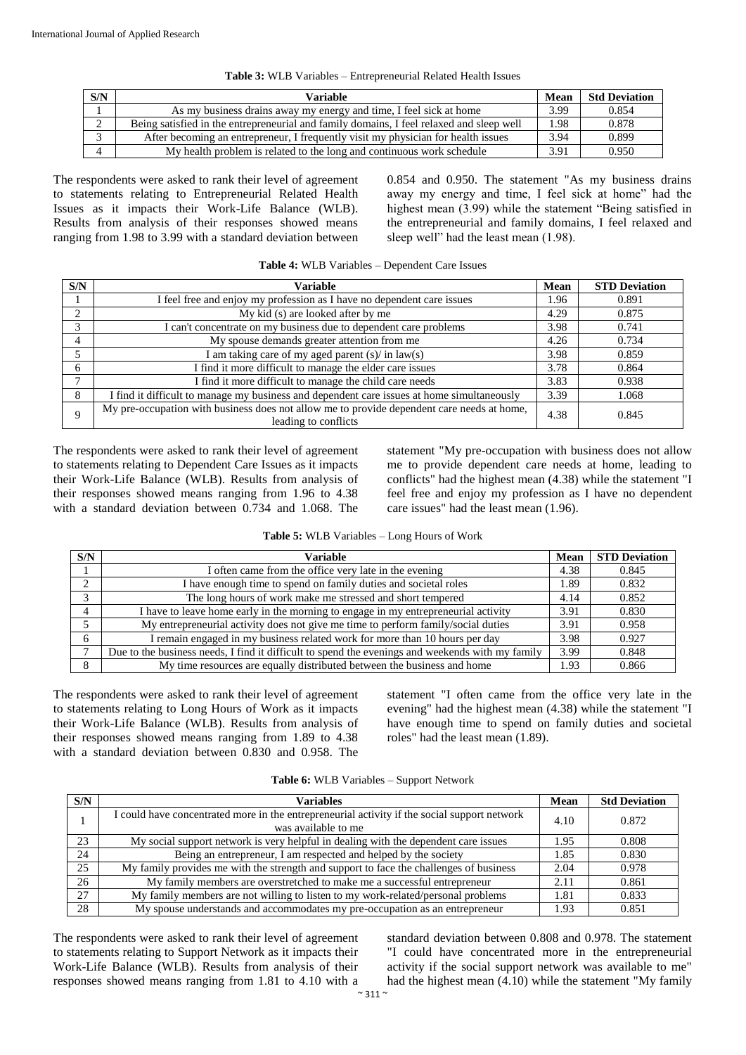**Table 3:** WLB Variables – Entrepreneurial Related Health Issues

| S/N | Variable | Mean | Std Deviation |
|---|---|---|---|
| 1 | As my business drains away my energy and time, I feel sick at home | 3.99 | 0.854 |
| 2 | Being satisfied in the entrepreneurial and family domains, I feel relaxed and sleep well | 1.98 | 0.878 |
| 3 | After becoming an entrepreneur, I frequently visit my physician for health issues | 3.94 | 0.899 |
| 4 | My health problem is related to the long and continuous work schedule | 3.91 | 0.950 |

The respondents were asked to rank their level of agreement to statements relating to Entrepreneurial Related Health Issues as it impacts their Work-Life Balance (WLB). Results from analysis of their responses showed means ranging from 1.98 to 3.99 with a standard deviation between 0.854 and 0.950. The statement "As my business drains away my energy and time, I feel sick at home" had the highest mean (3.99) while the statement "Being satisfied in the entrepreneurial and family domains, I feel relaxed and sleep well" had the least mean (1.98).

**Table 4:** WLB Variables – Dependent Care Issues

| S/N | Variable | Mean | STD Deviation |
|---|---|---|---|
| 1 | I feel free and enjoy my profession as I have no dependent care issues | 1.96 | 0.891 |
| 2 | My kid (s) are looked after by me | 4.29 | 0.875 |
| 3 | I can't concentrate on my business due to dependent care problems | 3.98 | 0.741 |
| 4 | My spouse demands greater attention from me | 4.26 | 0.734 |
| 5 | I am taking care of my aged parent (s)/ in law(s) | 3.98 | 0.859 |
| 6 | I find it more difficult to manage the elder care issues | 3.78 | 0.864 |
| 7 | I find it more difficult to manage the child care needs | 3.83 | 0.938 |
| 8 | I find it difficult to manage my business and dependent care issues at home simultaneously | 3.39 | 1.068 |
| 9 | My pre-occupation with business does not allow me to provide dependent care needs at home, leading to conflicts | 4.38 | 0.845 |

The respondents were asked to rank their level of agreement to statements relating to Dependent Care Issues as it impacts their Work-Life Balance (WLB). Results from analysis of their responses showed means ranging from 1.96 to 4.38 with a standard deviation between 0.734 and 1.068. The statement "My pre-occupation with business does not allow me to provide dependent care needs at home, leading to conflicts" had the highest mean (4.38) while the statement "I feel free and enjoy my profession as I have no dependent care issues" had the least mean (1.96).

**Table 5:** WLB Variables – Long Hours of Work

| S/N | Variable | Mean | STD Deviation |
|---|---|---|---|
| 1 | I often came from the office very late in the evening | 4.38 | 0.845 |
| 2 | I have enough time to spend on family duties and societal roles | 1.89 | 0.832 |
| 3 | The long hours of work make me stressed and short tempered | 4.14 | 0.852 |
| 4 | I have to leave home early in the morning to engage in my entrepreneurial activity | 3.91 | 0.830 |
| 5 | My entrepreneurial activity does not give me time to perform family/social duties | 3.91 | 0.958 |
| 6 | I remain engaged in my business related work for more than 10 hours per day | 3.98 | 0.927 |
| 7 | Due to the business needs, I find it difficult to spend the evenings and weekends with my family | 3.99 | 0.848 |
| 8 | My time resources are equally distributed between the business and home | 1.93 | 0.866 |

The respondents were asked to rank their level of agreement to statements relating to Long Hours of Work as it impacts their Work-Life Balance (WLB). Results from analysis of their responses showed means ranging from 1.89 to 4.38 with a standard deviation between 0.830 and 0.958. The statement "I often came from the office very late in the evening" had the highest mean (4.38) while the statement "I have enough time to spend on family duties and societal roles" had the least mean (1.89).

**Table 6:** WLB Variables – Support Network

| S/N | Variables | Mean | Std Deviation |
|---|---|---|---|
| 1 | I could have concentrated more in the entrepreneurial activity if the social support network was available to me | 4.10 | 0.872 |
| 23 | My social support network is very helpful in dealing with the dependent care issues | 1.95 | 0.808 |
| 24 | Being an entrepreneur, I am respected and helped by the society | 1.85 | 0.830 |
| 25 | My family provides me with the strength and support to face the challenges of business | 2.04 | 0.978 |
| 26 | My family members are overstretched to make me a successful entrepreneur | 2.11 | 0.861 |
| 27 | My family members are not willing to listen to my work-related/personal problems | 1.81 | 0.833 |
| 28 | My spouse understands and accommodates my pre-occupation as an entrepreneur | 1.93 | 0.851 |

The respondents were asked to rank their level of agreement to statements relating to Support Network as it impacts their Work-Life Balance (WLB). Results from analysis of their responses showed means ranging from 1.81 to 4.10 with a standard deviation between 0.808 and 0.978. The statement "I could have concentrated more in the entrepreneurial activity if the social support network was available to me" had the highest mean (4.10) while the statement "My family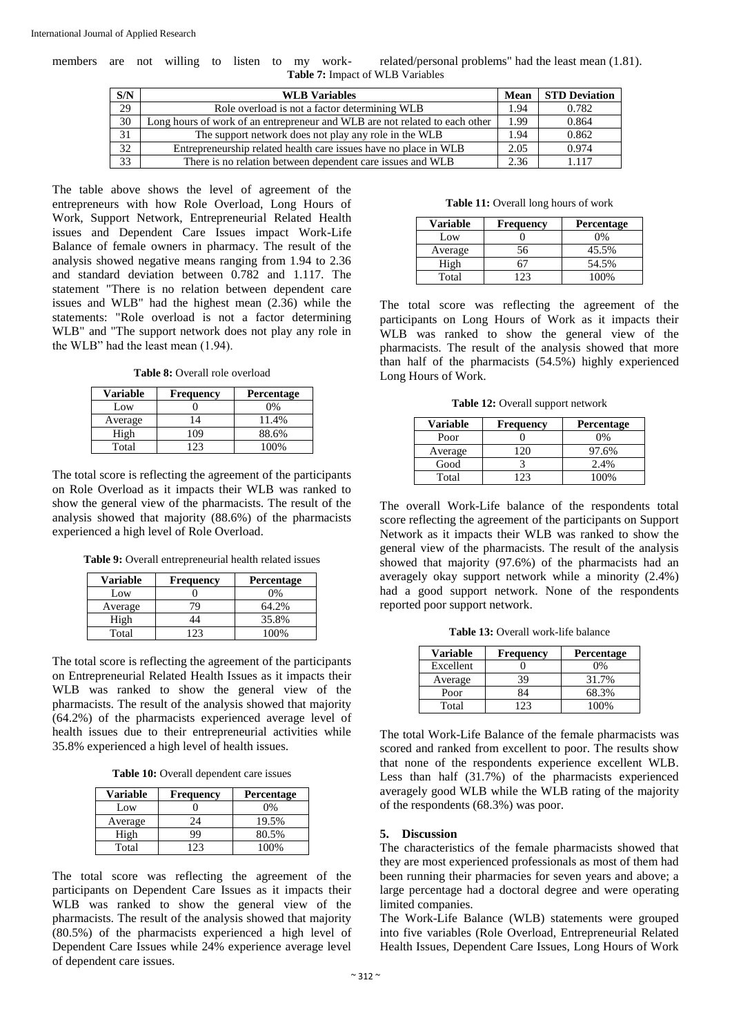members are not willing to listen to my work-related/personal problems" had the least mean (1.81).

**Table 7:** Impact of WLB Variables

| S/N | WLB Variables | Mean | STD Deviation |
|---|---|---|---|
| 29 | Role overload is not a factor determining WLB | 1.94 | 0.782 |
| 30 | Long hours of work of an entrepreneur and WLB are not related to each other | 1.99 | 0.864 |
| 31 | The support network does not play any role in the WLB | 1.94 | 0.862 |
| 32 | Entrepreneurship related health care issues have no place in WLB | 2.05 | 0.974 |
| 33 | There is no relation between dependent care issues and WLB | 2.36 | 1.117 |

The table above shows the level of agreement of the entrepreneurs with how Role Overload, Long Hours of Work, Support Network, Entrepreneurial Related Health issues and Dependent Care Issues impact Work-Life Balance of female owners in pharmacy. The result of the analysis showed negative means ranging from 1.94 to 2.36 and standard deviation between 0.782 and 1.117. The statement "There is no relation between dependent care issues and WLB" had the highest mean (2.36) while the statements: "Role overload is not a factor determining WLB" and "The support network does not play any role in the WLB" had the least mean (1.94).

**Table 8:** Overall role overload

| Variable | Frequency | Percentage |
|---|---|---|
| Low | 0 | 0% |
| Average | 14 | 11.4% |
| High | 109 | 88.6% |
| Total | 123 | 100% |

The total score is reflecting the agreement of the participants on Role Overload as it impacts their WLB was ranked to show the general view of the pharmacists. The result of the analysis showed that majority (88.6%) of the pharmacists experienced a high level of Role Overload.

**Table 9:** Overall entrepreneurial health related issues

| Variable | Frequency | Percentage |
|---|---|---|
| Low | 0 | 0% |
| Average | 79 | 64.2% |
| High | 44 | 35.8% |
| Total | 123 | 100% |

The total score is reflecting the agreement of the participants on Entrepreneurial Related Health Issues as it impacts their WLB was ranked to show the general view of the pharmacists. The result of the analysis showed that majority (64.2%) of the pharmacists experienced average level of health issues due to their entrepreneurial activities while 35.8% experienced a high level of health issues.

**Table 10:** Overall dependent care issues

| Variable | Frequency | Percentage |
|---|---|---|
| Low | 0 | 0% |
| Average | 24 | 19.5% |
| High | 99 | 80.5% |
| Total | 123 | 100% |

The total score was reflecting the agreement of the participants on Dependent Care Issues as it impacts their WLB was ranked to show the general view of the pharmacists. The result of the analysis showed that majority (80.5%) of the pharmacists experienced a high level of Dependent Care Issues while 24% experience average level of dependent care issues.

**Table 11:** Overall long hours of work

| Variable | Frequency | Percentage |
|---|---|---|
| Low | 0 | 0% |
| Average | 56 | 45.5% |
| High | 67 | 54.5% |
| Total | 123 | 100% |

The total score was reflecting the agreement of the participants on Long Hours of Work as it impacts their WLB was ranked to show the general view of the pharmacists. The result of the analysis showed that more than half of the pharmacists (54.5%) highly experienced Long Hours of Work.

**Table 12:** Overall support network

| Variable | Frequency | Percentage |
|---|---|---|
| Poor | 0 | 0% |
| Average | 120 | 97.6% |
| Good | 3 | 2.4% |
| Total | 123 | 100% |

The overall Work-Life balance of the respondents total score reflecting the agreement of the participants on Support Network as it impacts their WLB was ranked to show the general view of the pharmacists. The result of the analysis showed that majority (97.6%) of the pharmacists had an averagely okay support network while a minority (2.4%) had a good support network. None of the respondents reported poor support network.

**Table 13:** Overall work-life balance

| Variable | Frequency | Percentage |
|---|---|---|
| Excellent | 0 | 0% |
| Average | 39 | 31.7% |
| Poor | 84 | 68.3% |
| Total | 123 | 100% |

The total Work-Life Balance of the female pharmacists was scored and ranked from excellent to poor. The results show that none of the respondents experience excellent WLB. Less than half (31.7%) of the pharmacists experienced averagely good WLB while the WLB rating of the majority of the respondents (68.3%) was poor.

## 5. Discussion

The characteristics of the female pharmacists showed that they are most experienced professionals as most of them had been running their pharmacies for seven years and above; a large percentage had a doctoral degree and were operating limited companies.

The Work-Life Balance (WLB) statements were grouped into five variables (Role Overload, Entrepreneurial Related Health Issues, Dependent Care Issues, Long Hours of Work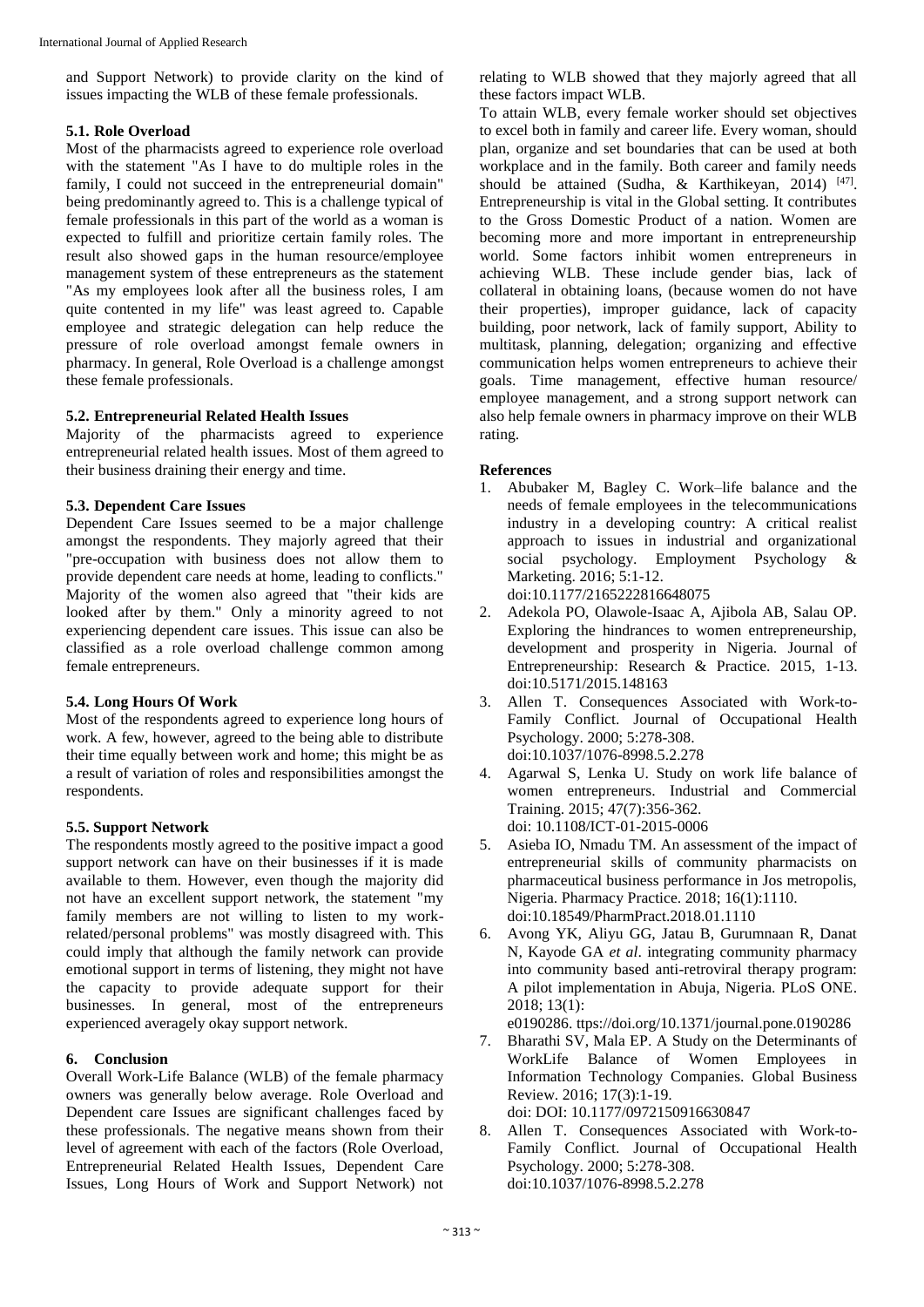and Support Network) to provide clarity on the kind of issues impacting the WLB of these female professionals.

### 5.1. Role Overload

Most of the pharmacists agreed to experience role overload with the statement "As I have to do multiple roles in the family, I could not succeed in the entrepreneurial domain" being predominantly agreed to. This is a challenge typical of female professionals in this part of the world as a woman is expected to fulfill and prioritize certain family roles. The result also showed gaps in the human resource/employee management system of these entrepreneurs as the statement "As my employees look after all the business roles, I am quite contented in my life" was least agreed to. Capable employee and strategic delegation can help reduce the pressure of role overload amongst female owners in pharmacy. In general, Role Overload is a challenge amongst these female professionals.

### 5.2. Entrepreneurial Related Health Issues

Majority of the pharmacists agreed to experience entrepreneurial related health issues. Most of them agreed to their business draining their energy and time.

### 5.3. Dependent Care Issues

Dependent Care Issues seemed to be a major challenge amongst the respondents. They majorly agreed that their "pre-occupation with business does not allow them to provide dependent care needs at home, leading to conflicts." Majority of the women also agreed that "their kids are looked after by them." Only a minority agreed to not experiencing dependent care issues. This issue can also be classified as a role overload challenge common among female entrepreneurs.

### 5.4. Long Hours Of Work

Most of the respondents agreed to experience long hours of work. A few, however, agreed to the being able to distribute their time equally between work and home; this might be as a result of variation of roles and responsibilities amongst the respondents.

### 5.5. Support Network

The respondents mostly agreed to the positive impact a good support network can have on their businesses if it is made available to them. However, even though the majority did not have an excellent support network, the statement "my family members are not willing to listen to my work-related/personal problems" was mostly disagreed with. This could imply that although the family network can provide emotional support in terms of listening, they might not have the capacity to provide adequate support for their businesses. In general, most of the entrepreneurs experienced averagely okay support network.

## 6. Conclusion

Overall Work-Life Balance (WLB) of the female pharmacy owners was generally below average. Role Overload and Dependent care Issues are significant challenges faced by these professionals. The negative means shown from their level of agreement with each of the factors (Role Overload, Entrepreneurial Related Health Issues, Dependent Care Issues, Long Hours of Work and Support Network) not relating to WLB showed that they majorly agreed that all these factors impact WLB.

To attain WLB, every female worker should set objectives to excel both in family and career life. Every woman, should plan, organize and set boundaries that can be used at both workplace and in the family. Both career and family needs should be attained (Sudha, & Karthikeyan, 2014) [47]. Entrepreneurship is vital in the Global setting. It contributes to the Gross Domestic Product of a nation. Women are becoming more and more important in entrepreneurship world. Some factors inhibit women entrepreneurs in achieving WLB. These include gender bias, lack of collateral in obtaining loans, (because women do not have their properties), improper guidance, lack of capacity building, poor network, lack of family support, Ability to multitask, planning, delegation; organizing and effective communication helps women entrepreneurs to achieve their goals. Time management, effective human resource/ employee management, and a strong support network can also help female owners in pharmacy improve on their WLB rating.

## References

1. Abubaker M, Bagley C. Work–life balance and the needs of female employees in the telecommunications industry in a developing country: A critical realist approach to issues in industrial and organizational social psychology. Employment Psychology & Marketing. 2016; 5:1-12. doi:10.1177/2165222816648075
2. Adekola PO, Olawole-Isaac A, Ajibola AB, Salau OP. Exploring the hindrances to women entrepreneurship, development and prosperity in Nigeria. Journal of Entrepreneurship: Research & Practice. 2015, 1-13. doi:10.5171/2015.148163
3. Allen T. Consequences Associated with Work-to-Family Conflict. Journal of Occupational Health Psychology. 2000; 5:278-308. doi:10.1037/1076-8998.5.2.278
4. Agarwal S, Lenka U. Study on work life balance of women entrepreneurs. Industrial and Commercial Training. 2015; 47(7):356-362. doi: 10.1108/ICT-01-2015-0006
5. Asieba IO, Nmadu TM. An assessment of the impact of entrepreneurial skills of community pharmacists on pharmaceutical business performance in Jos metropolis, Nigeria. Pharmacy Practice. 2018; 16(1):1110. doi:10.18549/PharmPract.2018.01.1110
6. Avong YK, Aliyu GG, Jatau B, Gurumnaan R, Danat N, Kayode GA *et al*. integrating community pharmacy into community based anti-retroviral therapy program: A pilot implementation in Abuja, Nigeria. PLoS ONE. 2018; 13(1): e0190286. ttps://doi.org/10.1371/journal.pone.0190286
7. Bharathi SV, Mala EP. A Study on the Determinants of WorkLife Balance of Women Employees in Information Technology Companies. Global Business Review. 2016; 17(3):1-19. doi: DOI: 10.1177/0972150916630847
8. Allen T. Consequences Associated with Work-to-Family Conflict. Journal of Occupational Health Psychology. 2000; 5:278-308. doi:10.1037/1076-8998.5.2.278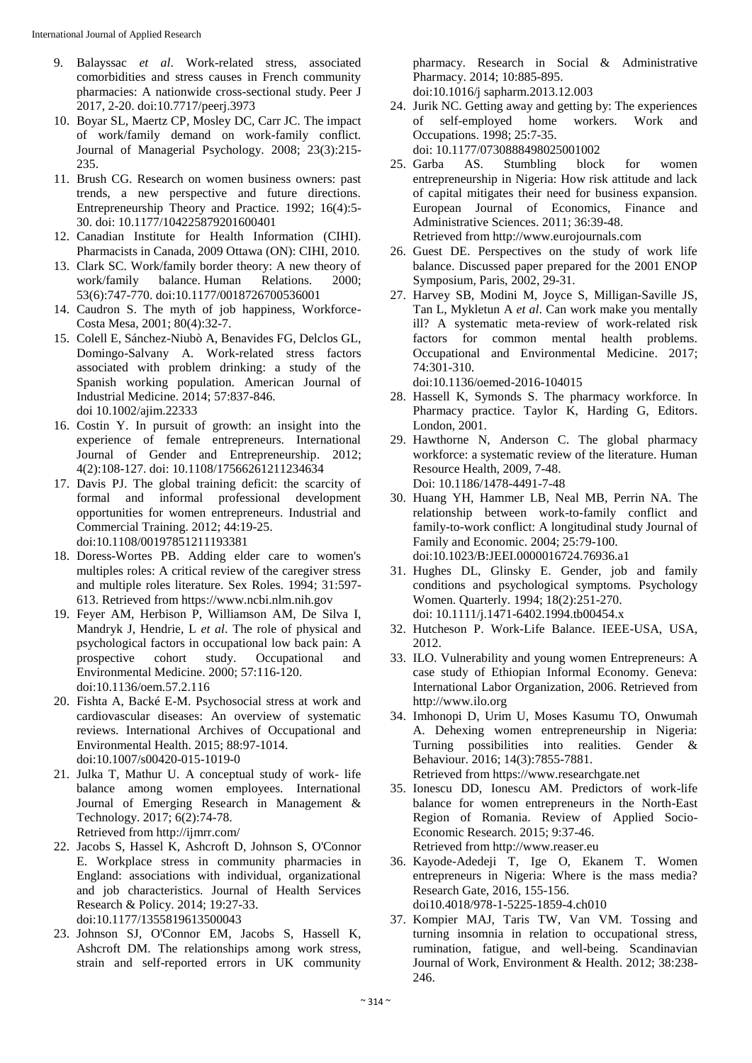9. Balayssac *et al*. Work-related stress, associated comorbidities and stress causes in French community pharmacies: A nationwide cross-sectional study. Peer J 2017, 2-20. doi:10.7717/peerj.3973
10. Boyar SL, Maertz CP, Mosley DC, Carr JC. The impact of work/family demand on work-family conflict. Journal of Managerial Psychology. 2008; 23(3):215-235.
11. Brush CG. Research on women business owners: past trends, a new perspective and future directions. Entrepreneurship Theory and Practice. 1992; 16(4):5-30. doi: 10.1177/104225879201600401
12. Canadian Institute for Health Information (CIHI). Pharmacists in Canada, 2009 Ottawa (ON): CIHI, 2010.
13. Clark SC. Work/family border theory: A new theory of work/family balance. Human Relations. 2000; 53(6):747-770. doi:10.1177/0018726700536001
14. Caudron S. The myth of job happiness, Workforce-Costa Mesa, 2001; 80(4):32-7.
15. Colell E, Sánchez-Niubò A, Benavides FG, Delclos GL, Domingo-Salvany A. Work-related stress factors associated with problem drinking: a study of the Spanish working population. American Journal of Industrial Medicine. 2014; 57:837-846. doi 10.1002/ajim.22333
16. Costin Y. In pursuit of growth: an insight into the experience of female entrepreneurs. International Journal of Gender and Entrepreneurship. 2012; 4(2):108-127. doi: 10.1108/17566261211234634
17. Davis PJ. The global training deficit: the scarcity of formal and informal professional development opportunities for women entrepreneurs. Industrial and Commercial Training. 2012; 44:19-25. doi:10.1108/00197851211193381
18. Doress-Wortes PB. Adding elder care to women's multiples roles: A critical review of the caregiver stress and multiple roles literature. Sex Roles. 1994; 31:597-613. Retrieved from https://www.ncbi.nlm.nih.gov
19. Feyer AM, Herbison P, Williamson AM, De Silva I, Mandryk J, Hendrie, L *et al*. The role of physical and psychological factors in occupational low back pain: A prospective cohort study. Occupational and Environmental Medicine. 2000; 57:116-120. doi:10.1136/oem.57.2.116
20. Fishta A, Backé E-M. Psychosocial stress at work and cardiovascular diseases: An overview of systematic reviews. International Archives of Occupational and Environmental Health. 2015; 88:97-1014. doi:10.1007/s00420-015-1019-0
21. Julka T, Mathur U. A conceptual study of work- life balance among women employees. International Journal of Emerging Research in Management & Technology. 2017; 6(2):74-78. Retrieved from http://ijmrr.com/
22. Jacobs S, Hassel K, Ashcroft D, Johnson S, O'Connor E. Workplace stress in community pharmacies in England: associations with individual, organizational and job characteristics. Journal of Health Services Research & Policy. 2014; 19:27-33. doi:10.1177/1355819613500043
23. Johnson SJ, O'Connor EM, Jacobs S, Hassell K, Ashcroft DM. The relationships among work stress, strain and self-reported errors in UK community pharmacy. Research in Social & Administrative Pharmacy. 2014; 10:885-895. doi:10.1016/j sapharm.2013.12.003
24. Jurik NC. Getting away and getting by: The experiences of self-employed home workers. Work and Occupations. 1998; 25:7-35. doi: 10.1177/0730888498025001002
25. Garba AS. Stumbling block for women entrepreneurship in Nigeria: How risk attitude and lack of capital mitigates their need for business expansion. European Journal of Economics, Finance and Administrative Sciences. 2011; 36:39-48. Retrieved from http://www.eurojournals.com
26. Guest DE. Perspectives on the study of work life balance. Discussed paper prepared for the 2001 ENOP Symposium, Paris, 2002, 29-31.
27. Harvey SB, Modini M, Joyce S, Milligan-Saville JS, Tan L, Mykletun A *et al*. Can work make you mentally ill? A systematic meta-review of work-related risk factors for common mental health problems. Occupational and Environmental Medicine. 2017; 74:301-310. doi:10.1136/oemed-2016-104015
28. Hassell K, Symonds S. The pharmacy workforce. In Pharmacy practice. Taylor K, Harding G, Editors. London, 2001.
29. Hawthorne N, Anderson C. The global pharmacy workforce: a systematic review of the literature. Human Resource Health, 2009, 7-48. Doi: 10.1186/1478-4491-7-48
30. Huang YH, Hammer LB, Neal MB, Perrin NA. The relationship between work-to-family conflict and family-to-work conflict: A longitudinal study Journal of Family and Economic. 2004; 25:79-100. doi:10.1023/B:JEEI.0000016724.76936.a1
31. Hughes DL, Glinsky E. Gender, job and family conditions and psychological symptoms. Psychology Women. Quarterly. 1994; 18(2):251-270. doi: 10.1111/j.1471-6402.1994.tb00454.x
32. Hutcheson P. Work-Life Balance. IEEE-USA, USA, 2012.
33. ILO. Vulnerability and young women Entrepreneurs: A case study of Ethiopian Informal Economy. Geneva: International Labor Organization, 2006. Retrieved from http://www.ilo.org
34. Imhonopi D, Urim U, Moses Kasumu TO, Onwumah A. Dehexing women entrepreneurship in Nigeria: Turning possibilities into realities. Gender & Behaviour. 2016; 14(3):7855-7881. Retrieved from https://www.researchgate.net
35. Ionescu DD, Ionescu AM. Predictors of work-life balance for women entrepreneurs in the North-East Region of Romania. Review of Applied Socio-Economic Research. 2015; 9:37-46. Retrieved from http://www.reaser.eu
36. Kayode-Adedeji T, Ige O, Ekanem T. Women entrepreneurs in Nigeria: Where is the mass media? Research Gate, 2016, 155-156. doi10.4018/978-1-5225-1859-4.ch010
37. Kompier MAJ, Taris TW, Van VM. Tossing and turning insomnia in relation to occupational stress, rumination, fatigue, and well-being. Scandinavian Journal of Work, Environment & Health. 2012; 38:238-246.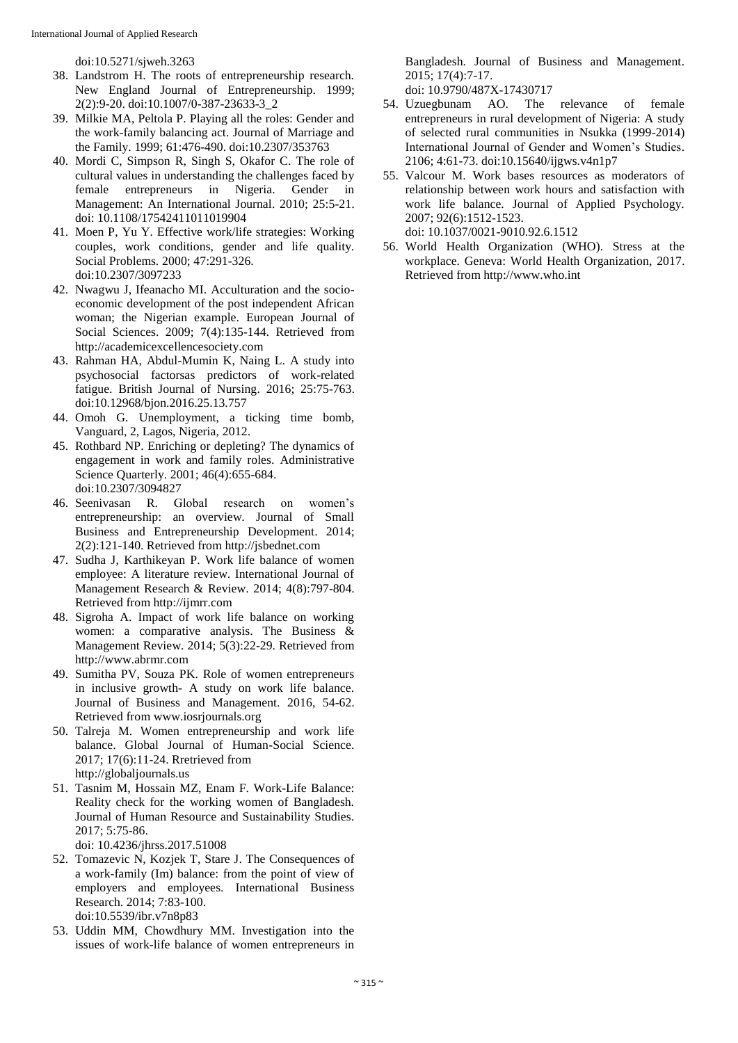doi:10.5271/sjweh.3263

38. Landstrom H. The roots of entrepreneurship research. New England Journal of Entrepreneurship. 1999; 2(2):9-20. doi:10.1007/0-387-23633-3_2
39. Milkie MA, Peltola P. Playing all the roles: Gender and the work-family balancing act. Journal of Marriage and the Family. 1999; 61:476-490. doi:10.2307/353763
40. Mordi C, Simpson R, Singh S, Okafor C. The role of cultural values in understanding the challenges faced by female entrepreneurs in Nigeria. Gender in Management: An International Journal. 2010; 25:5-21. doi: 10.1108/17542411011019904
41. Moen P, Yu Y. Effective work/life strategies: Working couples, work conditions, gender and life quality. Social Problems. 2000; 47:291-326. doi:10.2307/3097233
42. Nwagwu J, Ifeanacho MI. Acculturation and the socio-economic development of the post independent African woman; the Nigerian example. European Journal of Social Sciences. 2009; 7(4):135-144. Retrieved from http://academicexcellencesociety.com
43. Rahman HA, Abdul-Mumin K, Naing L. A study into psychosocial factorsas predictors of work-related fatigue. British Journal of Nursing. 2016; 25:75-763. doi:10.12968/bjon.2016.25.13.757
44. Omoh G. Unemployment, a ticking time bomb, Vanguard, 2, Lagos, Nigeria, 2012.
45. Rothbard NP. Enriching or depleting? The dynamics of engagement in work and family roles. Administrative Science Quarterly. 2001; 46(4):655-684. doi:10.2307/3094827
46. Seenivasan R. Global research on women's entrepreneurship: an overview. Journal of Small Business and Entrepreneurship Development. 2014; 2(2):121-140. Retrieved from http://jsbednet.com
47. Sudha J, Karthikeyan P. Work life balance of women employee: A literature review. International Journal of Management Research & Review. 2014; 4(8):797-804. Retrieved from http://ijmrr.com
48. Sigroha A. Impact of work life balance on working women: a comparative analysis. The Business & Management Review. 2014; 5(3):22-29. Retrieved from http://www.abrmr.com
49. Sumitha PV, Souza PK. Role of women entrepreneurs in inclusive growth- A study on work life balance. Journal of Business and Management. 2016, 54-62. Retrieved from www.iosrjournals.org
50. Talreja M. Women entrepreneurship and work life balance. Global Journal of Human-Social Science. 2017; 17(6):11-24. Rretrieved from http://globaljournals.us
51. Tasnim M, Hossain MZ, Enam F. Work-Life Balance: Reality check for the working women of Bangladesh. Journal of Human Resource and Sustainability Studies. 2017; 5:75-86. doi: 10.4236/jhrss.2017.51008
52. Tomazevic N, Kozjek T, Stare J. The Consequences of a work-family (Im) balance: from the point of view of employers and employees. International Business Research. 2014; 7:83-100. doi:10.5539/ibr.v7n8p83
53. Uddin MM, Chowdhury MM. Investigation into the issues of work-life balance of women entrepreneurs in Bangladesh. Journal of Business and Management. 2015; 17(4):7-17. doi: 10.9790/487X-17430717
54. Uzuegbunam AO. The relevance of female entrepreneurs in rural development of Nigeria: A study of selected rural communities in Nsukka (1999-2014) International Journal of Gender and Women's Studies. 2106; 4:61-73. doi:10.15640/ijgws.v4n1p7
55. Valcour M. Work bases resources as moderators of relationship between work hours and satisfaction with work life balance. Journal of Applied Psychology. 2007; 92(6):1512-1523. doi: 10.1037/0021-9010.92.6.1512
56. World Health Organization (WHO). Stress at the workplace. Geneva: World Health Organization, 2017. Retrieved from http://www.who.int